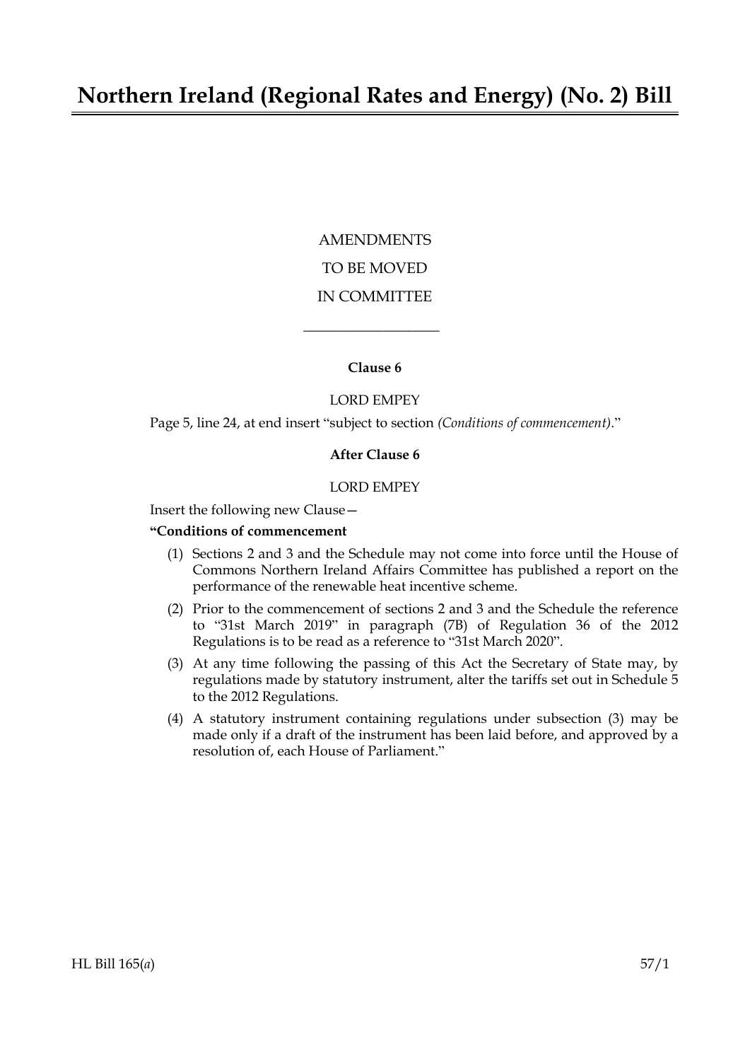# Northern Ireland (Regional Rates and Energy) (No. 2) Bill

AMENDMENTS

TO BE MOVED

IN COMMITTEE

---

**Clause 6**

LORD EMPEY

Page 5, line 24, at end insert "subject to section *(Conditions of commencement)*."

**After Clause 6**

LORD EMPEY

Insert the following new Clause—

**"Conditions of commencement**

(1) Sections 2 and 3 and the Schedule may not come into force until the House of Commons Northern Ireland Affairs Committee has published a report on the performance of the renewable heat incentive scheme.

(2) Prior to the commencement of sections 2 and 3 and the Schedule the reference to "31st March 2019" in paragraph (7B) of Regulation 36 of the 2012 Regulations is to be read as a reference to "31st March 2020".

(3) At any time following the passing of this Act the Secretary of State may, by regulations made by statutory instrument, alter the tariffs set out in Schedule 5 to the 2012 Regulations.

(4) A statutory instrument containing regulations under subsection (3) may be made only if a draft of the instrument has been laid before, and approved by a resolution of, each House of Parliament."

HL Bill 165(*a*) 57/1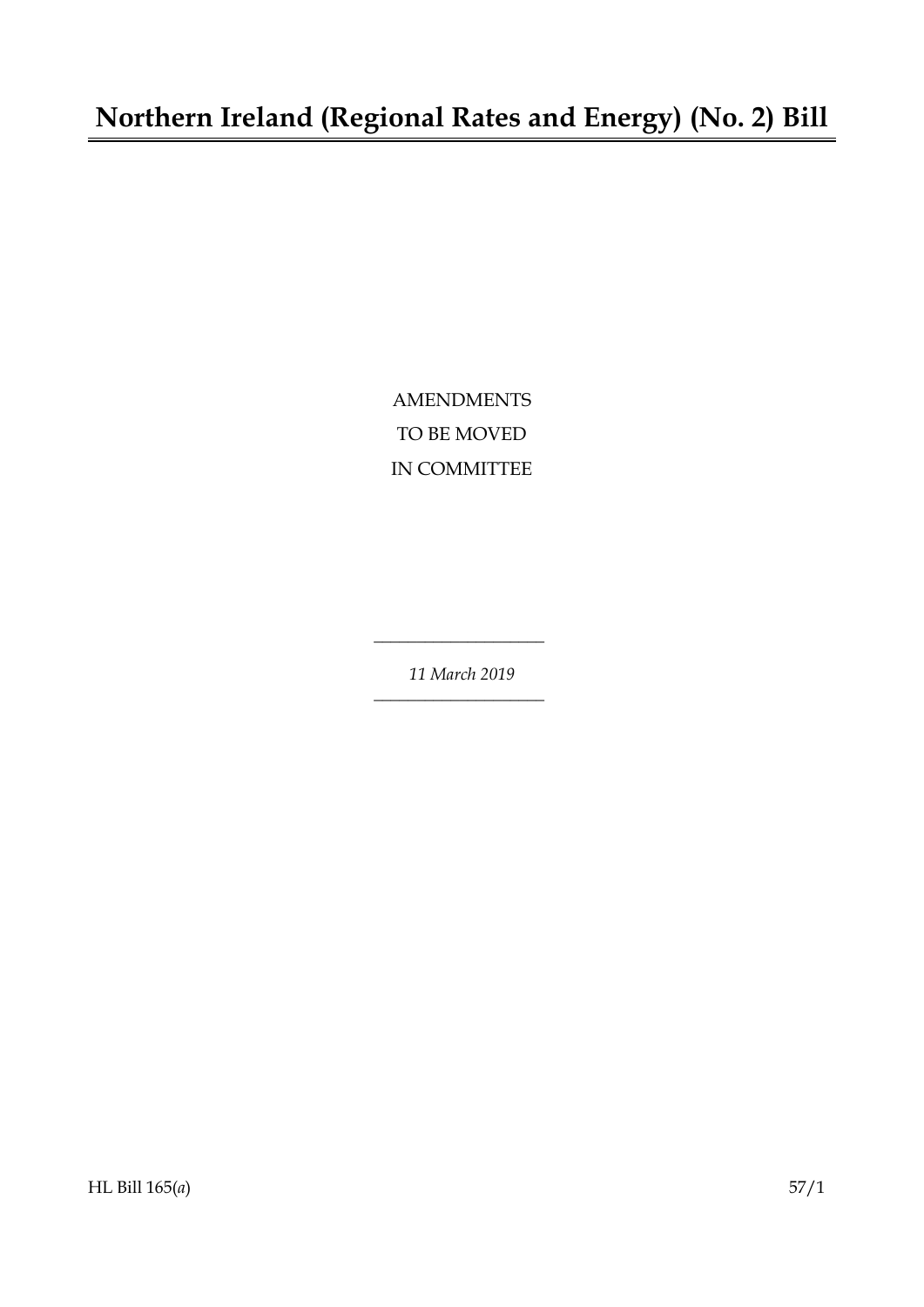# Northern Ireland (Regional Rates and Energy) (No. 2) Bill

AMENDMENTS
TO BE MOVED
IN COMMITTEE

---

*11 March 2019*

---

HL Bill 165(*a*) 57/1